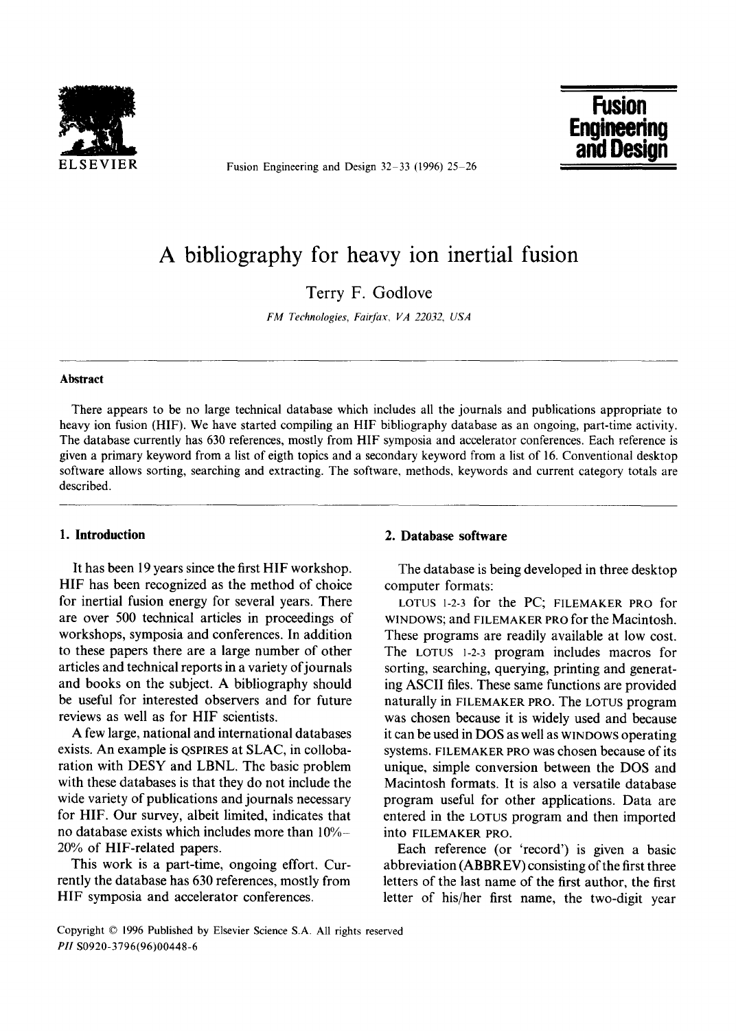# A bibliography for heavy ion inertial fusion

Terry F. Godlove

*FM Technologies, Fairfax, VA 22032, USA*

## Abstract

There appears to be no large technical database which includes all the journals and publications appropriate to heavy ion fusion (HIF). We have started compiling an HIF bibliography database as an ongoing, part-time activity. The database currently has 630 references, mostly from HIF symposia and accelerator conferences. Each reference is given a primary keyword from a list of eigth topics and a secondary keyword from a list of 16. Conventional desktop software allows sorting, searching and extracting. The software, methods, keywords and current category totals are described.

## 1. Introduction

It has been 19 years since the first HIF workshop. HIF has been recognized as the method of choice for inertial fusion energy for several years. There are over 500 technical articles in proceedings of workshops, symposia and conferences. In addition to these papers there are a large number of other articles and technical reports in a variety of journals and books on the subject. A bibliography should be useful for interested observers and for future reviews as well as for HIF scientists.

A few large, national and international databases exists. An example is QSPIRES at SLAC, in collobaration with DESY and LBNL. The basic problem with these databases is that they do not include the wide variety of publications and journals necessary for HIF. Our survey, albeit limited, indicates that no database exists which includes more than 10%–20% of HIF-related papers.

This work is a part-time, ongoing effort. Currently the database has 630 references, mostly from HIF symposia and accelerator conferences.

## 2. Database software

The database is being developed in three desktop computer formats:

LOTUS 1-2-3 for the PC; FILEMAKER PRO for WINDOWS; and FILEMAKER PRO for the Macintosh. These programs are readily available at low cost. The LOTUS 1-2-3 program includes macros for sorting, searching, querying, printing and generating ASCII files. These same functions are provided naturally in FILEMAKER PRO. The LOTUS program was chosen because it is widely used and because it can be used in DOS as well as WINDOWS operating systems. FILEMAKER PRO was chosen because of its unique, simple conversion between the DOS and Macintosh formats. It is also a versatile database program useful for other applications. Data are entered in the LOTUS program and then imported into FILEMAKER PRO.

Each reference (or 'record') is given a basic abbreviation (ABBREV) consisting of the first three letters of the last name of the first author, the first letter of his/her first name, the two-digit year

Copyright © 1996 Published by Elsevier Science S.A. All rights reserved
*PII* S0920-3796(96)00448-6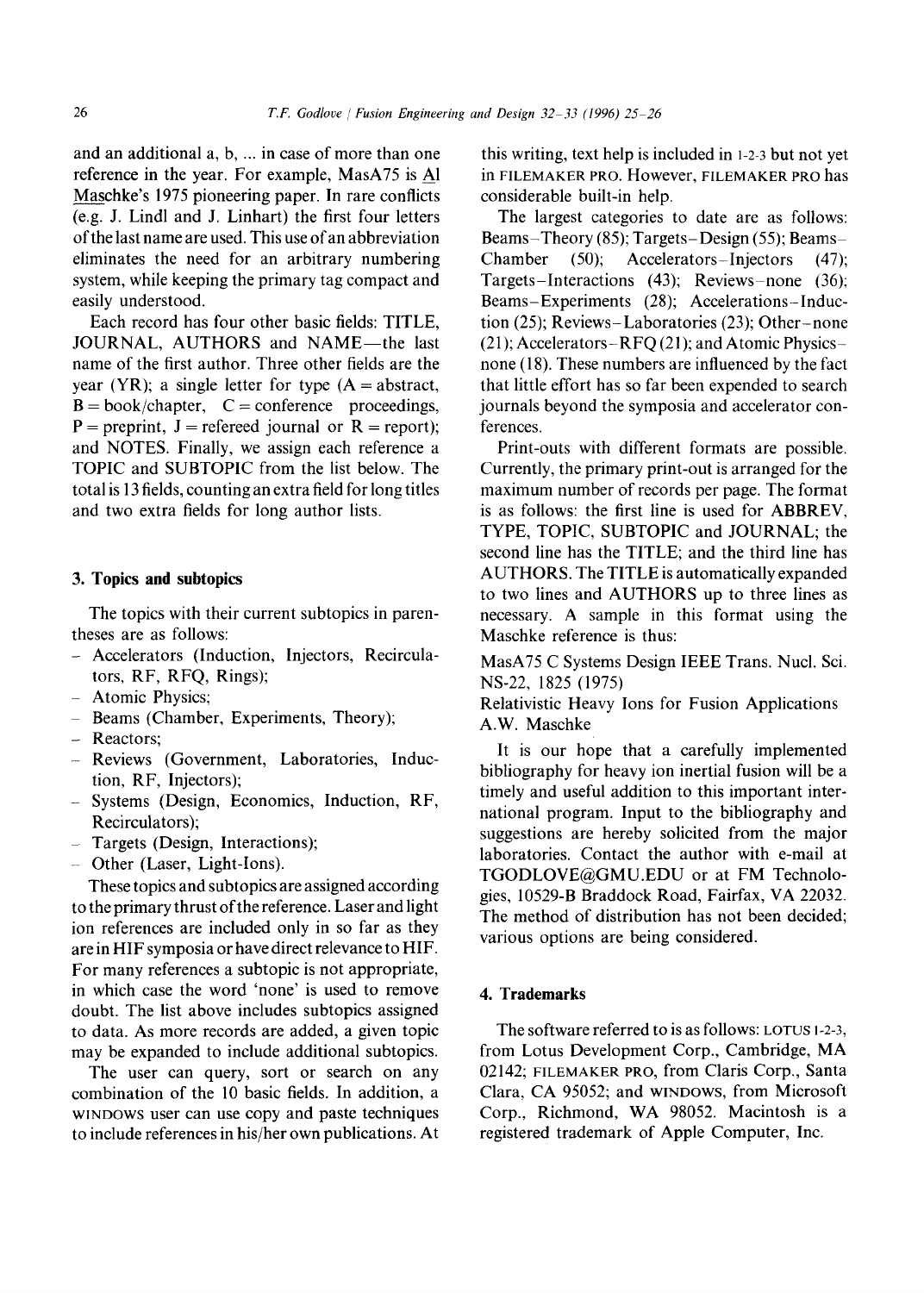and an additional a, b, ... in case of more than one reference in the year. For example, MasA75 is Al Maschke's 1975 pioneering paper. In rare conflicts (e.g. J. Lindl and J. Linhart) the first four letters of the last name are used. This use of an abbreviation eliminates the need for an arbitrary numbering system, while keeping the primary tag compact and easily understood.

Each record has four other basic fields: TITLE, JOURNAL, AUTHORS and NAME—the last name of the first author. Three other fields are the year (YR); a single letter for type (A = abstract, B = book/chapter, C = conference proceedings, P = preprint, J = refereed journal or R = report); and NOTES. Finally, we assign each reference a TOPIC and SUBTOPIC from the list below. The total is 13 fields, counting an extra field for long titles and two extra fields for long author lists.

## 3. Topics and subtopics

The topics with their current subtopics in parentheses are as follows:

- Accelerators (Induction, Injectors, Recirculators, RF, RFQ, Rings);
- Atomic Physics;
- Beams (Chamber, Experiments, Theory);
- Reactors;
- Reviews (Government, Laboratories, Induction, RF, Injectors);
- Systems (Design, Economics, Induction, RF, Recirculators);
- Targets (Design, Interactions);
- Other (Laser, Light-Ions).

These topics and subtopics are assigned according to the primary thrust of the reference. Laser and light ion references are included only in so far as they are in HIF symposia or have direct relevance to HIF. For many references a subtopic is not appropriate, in which case the word 'none' is used to remove doubt. The list above includes subtopics assigned to data. As more records are added, a given topic may be expanded to include additional subtopics.

The user can query, sort or search on any combination of the 10 basic fields. In addition, a WINDOWS user can use copy and paste techniques to include references in his/her own publications. At this writing, text help is included in 1-2-3 but not yet in FILEMAKER PRO. However, FILEMAKER PRO has considerable built-in help.

The largest categories to date are as follows: Beams–Theory (85); Targets–Design (55); Beams–Chamber (50); Accelerators–Injectors (47); Targets–Interactions (43); Reviews–none (36); Beams–Experiments (28); Accelerations–Induction (25); Reviews–Laboratories (23); Other–none (21); Accelerators–RFQ (21); and Atomic Physics–none (18). These numbers are influenced by the fact that little effort has so far been expended to search journals beyond the symposia and accelerator conferences.

Print-outs with different formats are possible. Currently, the primary print-out is arranged for the maximum number of records per page. The format is as follows: the first line is used for ABBREV, TYPE, TOPIC, SUBTOPIC and JOURNAL; the second line has the TITLE; and the third line has AUTHORS. The TITLE is automatically expanded to two lines and AUTHORS up to three lines as necessary. A sample in this format using the Maschke reference is thus:

MasA75 C Systems Design IEEE Trans. Nucl. Sci. NS-22, 1825 (1975)
Relativistic Heavy Ions for Fusion Applications
A.W. Maschke

It is our hope that a carefully implemented bibliography for heavy ion inertial fusion will be a timely and useful addition to this important international program. Input to the bibliography and suggestions are hereby solicited from the major laboratories. Contact the author with e-mail at TGODLOVE@GMU.EDU or at FM Technologies, 10529-B Braddock Road, Fairfax, VA 22032. The method of distribution has not been decided; various options are being considered.

## 4. Trademarks

The software referred to is as follows: LOTUS 1-2-3, from Lotus Development Corp., Cambridge, MA 02142; FILEMAKER PRO, from Claris Corp., Santa Clara, CA 95052; and WINDOWS, from Microsoft Corp., Richmond, WA 98052. Macintosh is a registered trademark of Apple Computer, Inc.